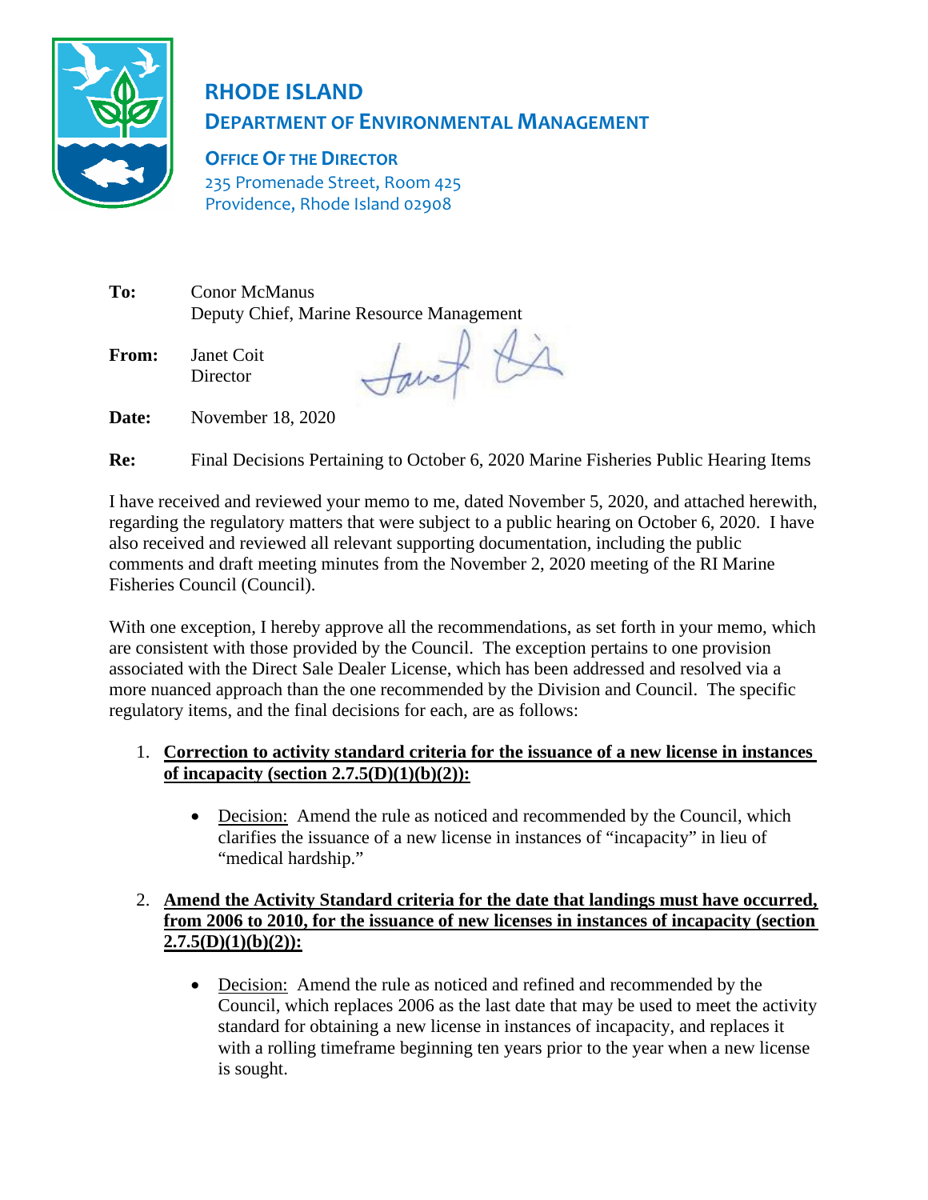# RHODE ISLAND
## DEPARTMENT OF ENVIRONMENTAL MANAGEMENT

**OFFICE OF THE DIRECTOR**
235 Promenade Street, Room 425
Providence, Rhode Island 02908

**To:** Conor McManus
Deputy Chief, Marine Resource Management

**From:** Janet Coit
Director

**Date:** November 18, 2020

**Re:** Final Decisions Pertaining to October 6, 2020 Marine Fisheries Public Hearing Items

I have received and reviewed your memo to me, dated November 5, 2020, and attached herewith, regarding the regulatory matters that were subject to a public hearing on October 6, 2020. I have also received and reviewed all relevant supporting documentation, including the public comments and draft meeting minutes from the November 2, 2020 meeting of the RI Marine Fisheries Council (Council).

With one exception, I hereby approve all the recommendations, as set forth in your memo, which are consistent with those provided by the Council. The exception pertains to one provision associated with the Direct Sale Dealer License, which has been addressed and resolved via a more nuanced approach than the one recommended by the Division and Council. The specific regulatory items, and the final decisions for each, are as follows:

1. **Correction to activity standard criteria for the issuance of a new license in instances of incapacity (section 2.7.5(D)(1)(b)(2)):**
   - Decision: Amend the rule as noticed and recommended by the Council, which clarifies the issuance of a new license in instances of "incapacity" in lieu of "medical hardship."

2. **Amend the Activity Standard criteria for the date that landings must have occurred, from 2006 to 2010, for the issuance of new licenses in instances of incapacity (section 2.7.5(D)(1)(b)(2)):**
   - Decision: Amend the rule as noticed and refined and recommended by the Council, which replaces 2006 as the last date that may be used to meet the activity standard for obtaining a new license in instances of incapacity, and replaces it with a rolling timeframe beginning ten years prior to the year when a new license is sought.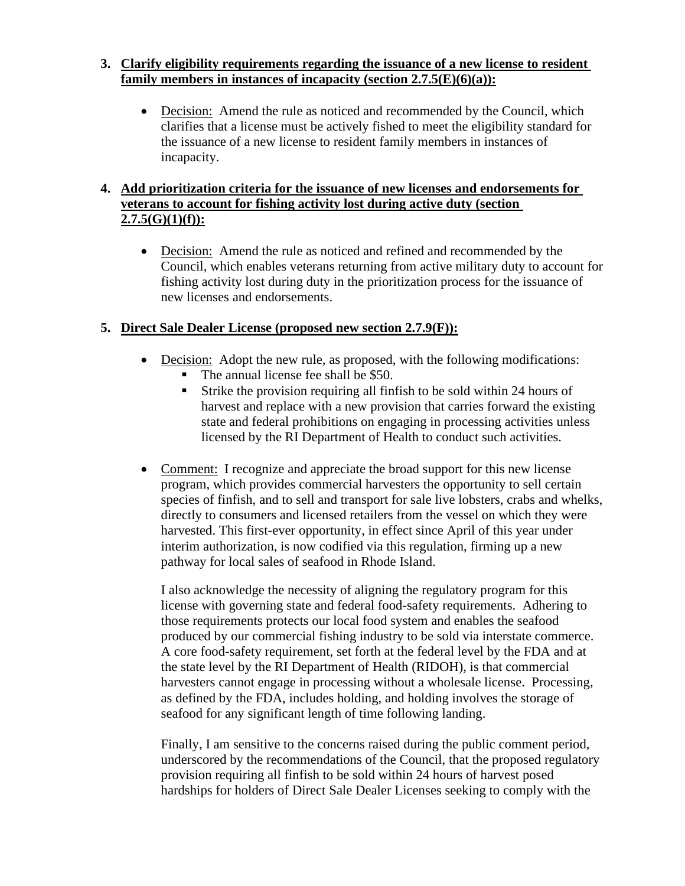3. **<u>Clarify eligibility requirements regarding the issuance of a new license to resident family members in instances of incapacity (section 2.7.5(E)(6)(a)):</u>**

   - <u>Decision:</u> Amend the rule as noticed and recommended by the Council, which clarifies that a license must be actively fished to meet the eligibility standard for the issuance of a new license to resident family members in instances of incapacity.

4. **<u>Add prioritization criteria for the issuance of new licenses and endorsements for veterans to account for fishing activity lost during active duty (section 2.7.5(G)(1)(f)):</u>**

   - <u>Decision:</u> Amend the rule as noticed and refined and recommended by the Council, which enables veterans returning from active military duty to account for fishing activity lost during duty in the prioritization process for the issuance of new licenses and endorsements.

5. **<u>Direct Sale Dealer License (proposed new section 2.7.9(F)):</u>**

   - <u>Decision:</u> Adopt the new rule, as proposed, with the following modifications:
     - The annual license fee shall be $50.
     - Strike the provision requiring all finfish to be sold within 24 hours of harvest and replace with a new provision that carries forward the existing state and federal prohibitions on engaging in processing activities unless licensed by the RI Department of Health to conduct such activities.

   - <u>Comment:</u> I recognize and appreciate the broad support for this new license program, which provides commercial harvesters the opportunity to sell certain species of finfish, and to sell and transport for sale live lobsters, crabs and whelks, directly to consumers and licensed retailers from the vessel on which they were harvested. This first-ever opportunity, in effect since April of this year under interim authorization, is now codified via this regulation, firming up a new pathway for local sales of seafood in Rhode Island.

     I also acknowledge the necessity of aligning the regulatory program for this license with governing state and federal food-safety requirements. Adhering to those requirements protects our local food system and enables the seafood produced by our commercial fishing industry to be sold via interstate commerce. A core food-safety requirement, set forth at the federal level by the FDA and at the state level by the RI Department of Health (RIDOH), is that commercial harvesters cannot engage in processing without a wholesale license. Processing, as defined by the FDA, includes holding, and holding involves the storage of seafood for any significant length of time following landing.

     Finally, I am sensitive to the concerns raised during the public comment period, underscored by the recommendations of the Council, that the proposed regulatory provision requiring all finfish to be sold within 24 hours of harvest posed hardships for holders of Direct Sale Dealer Licenses seeking to comply with the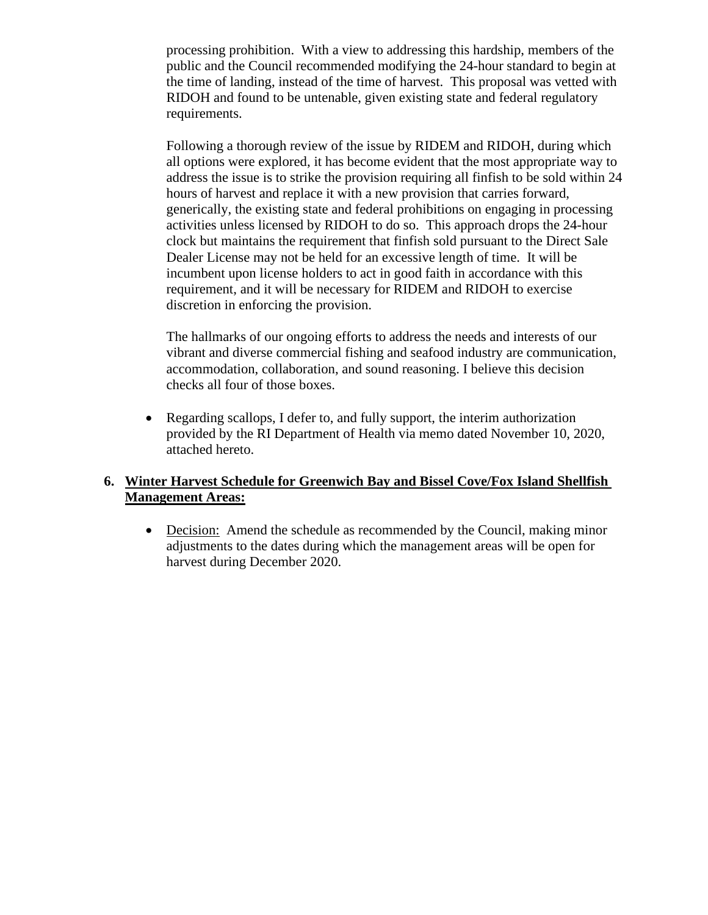processing prohibition. With a view to addressing this hardship, members of the public and the Council recommended modifying the 24-hour standard to begin at the time of landing, instead of the time of harvest. This proposal was vetted with RIDOH and found to be untenable, given existing state and federal regulatory requirements.

Following a thorough review of the issue by RIDEM and RIDOH, during which all options were explored, it has become evident that the most appropriate way to address the issue is to strike the provision requiring all finfish to be sold within 24 hours of harvest and replace it with a new provision that carries forward, generically, the existing state and federal prohibitions on engaging in processing activities unless licensed by RIDOH to do so. This approach drops the 24-hour clock but maintains the requirement that finfish sold pursuant to the Direct Sale Dealer License may not be held for an excessive length of time. It will be incumbent upon license holders to act in good faith in accordance with this requirement, and it will be necessary for RIDEM and RIDOH to exercise discretion in enforcing the provision.

The hallmarks of our ongoing efforts to address the needs and interests of our vibrant and diverse commercial fishing and seafood industry are communication, accommodation, collaboration, and sound reasoning. I believe this decision checks all four of those boxes.

- Regarding scallops, I defer to, and fully support, the interim authorization provided by the RI Department of Health via memo dated November 10, 2020, attached hereto.

**6. <u>Winter Harvest Schedule for Greenwich Bay and Bissel Cove/Fox Island Shellfish Management Areas:</u>**

- <u>Decision:</u> Amend the schedule as recommended by the Council, making minor adjustments to the dates during which the management areas will be open for harvest during December 2020.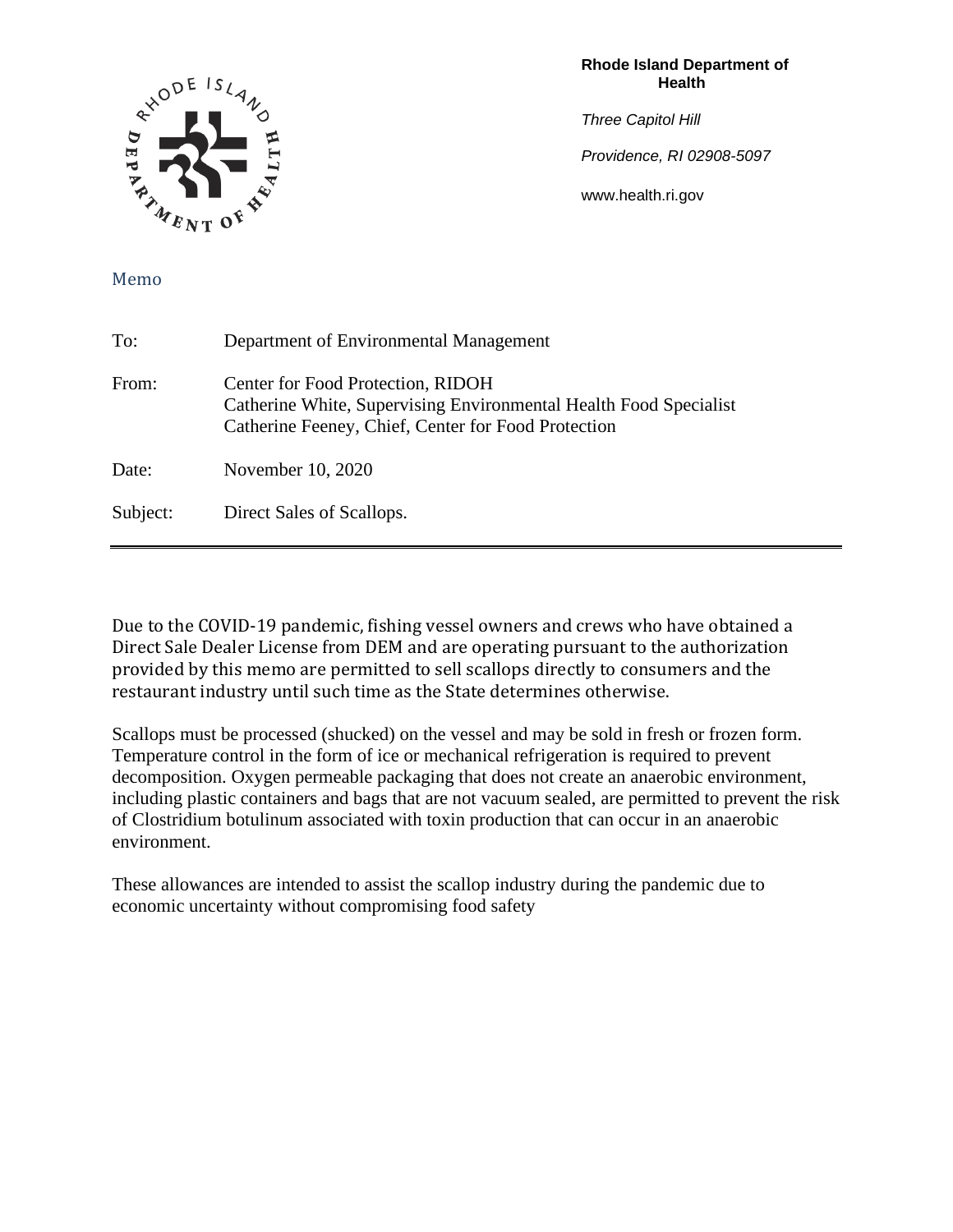**Rhode Island Department of Health**

*Three Capitol Hill*

*Providence, RI 02908-5097*

www.health.ri.gov

Memo

| | |
|---|---|
| To: | Department of Environmental Management |
| From: | Center for Food Protection, RIDOH<br>Catherine White, Supervising Environmental Health Food Specialist<br>Catherine Feeney, Chief, Center for Food Protection |
| Date: | November 10, 2020 |
| Subject: | Direct Sales of Scallops. |

---

Due to the COVID-19 pandemic, fishing vessel owners and crews who have obtained a Direct Sale Dealer License from DEM and are operating pursuant to the authorization provided by this memo are permitted to sell scallops directly to consumers and the restaurant industry until such time as the State determines otherwise.

Scallops must be processed (shucked) on the vessel and may be sold in fresh or frozen form. Temperature control in the form of ice or mechanical refrigeration is required to prevent decomposition. Oxygen permeable packaging that does not create an anaerobic environment, including plastic containers and bags that are not vacuum sealed, are permitted to prevent the risk of Clostridium botulinum associated with toxin production that can occur in an anaerobic environment.

These allowances are intended to assist the scallop industry during the pandemic due to economic uncertainty without compromising food safety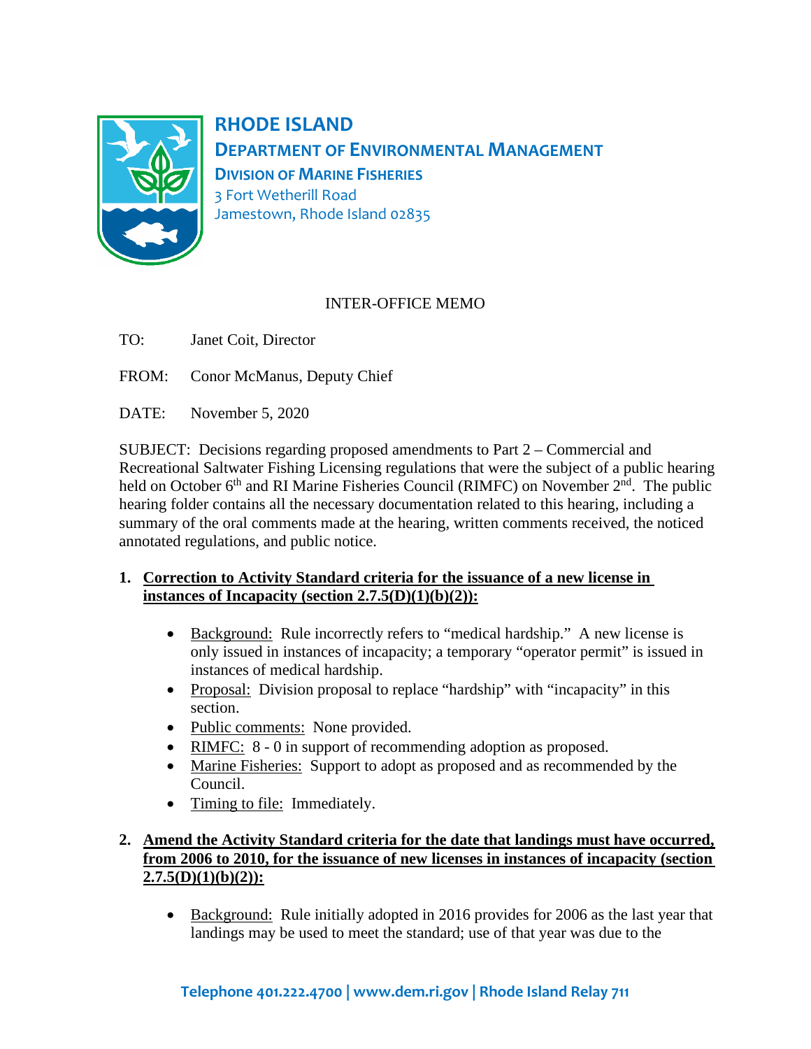# RHODE ISLAND

## DEPARTMENT OF ENVIRONMENTAL MANAGEMENT

### DIVISION OF MARINE FISHERIES

3 Fort Wetherill Road
Jamestown, Rhode Island 02835

INTER-OFFICE MEMO

TO: Janet Coit, Director

FROM: Conor McManus, Deputy Chief

DATE: November 5, 2020

SUBJECT: Decisions regarding proposed amendments to Part 2 – Commercial and Recreational Saltwater Fishing Licensing regulations that were the subject of a public hearing held on October 6th and RI Marine Fisheries Council (RIMFC) on November 2nd. The public hearing folder contains all the necessary documentation related to this hearing, including a summary of the oral comments made at the hearing, written comments received, the noticed annotated regulations, and public notice.

1. **Correction to Activity Standard criteria for the issuance of a new license in instances of Incapacity (section 2.7.5(D)(1)(b)(2)):**

   - Background: Rule incorrectly refers to "medical hardship." A new license is only issued in instances of incapacity; a temporary "operator permit" is issued in instances of medical hardship.
   - Proposal: Division proposal to replace "hardship" with "incapacity" in this section.
   - Public comments: None provided.
   - RIMFC: 8 - 0 in support of recommending adoption as proposed.
   - Marine Fisheries: Support to adopt as proposed and as recommended by the Council.
   - Timing to file: Immediately.

2. **Amend the Activity Standard criteria for the date that landings must have occurred, from 2006 to 2010, for the issuance of new licenses in instances of incapacity (section 2.7.5(D)(1)(b)(2)):**

   - Background: Rule initially adopted in 2016 provides for 2006 as the last year that landings may be used to meet the standard; use of that year was due to the

Telephone 401.222.4700 | www.dem.ri.gov | Rhode Island Relay 711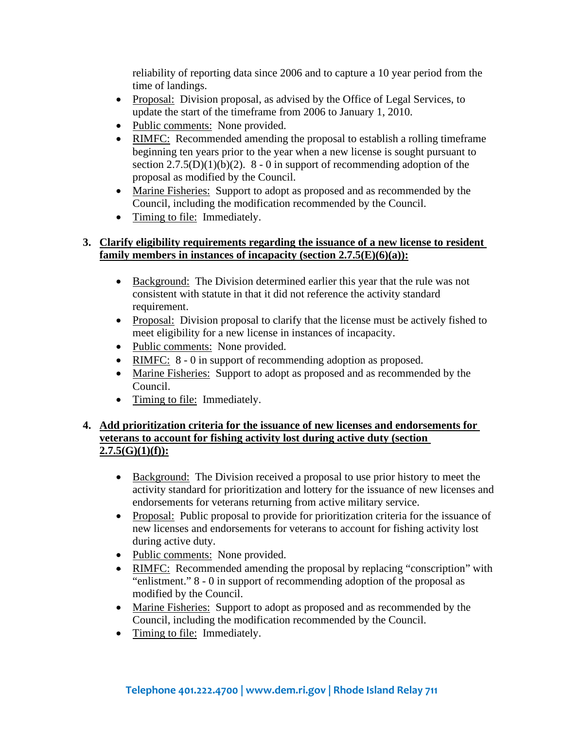reliability of reporting data since 2006 and to capture a 10 year period from the time of landings.

- Proposal: Division proposal, as advised by the Office of Legal Services, to update the start of the timeframe from 2006 to January 1, 2010.
- Public comments: None provided.
- RIMFC: Recommended amending the proposal to establish a rolling timeframe beginning ten years prior to the year when a new license is sought pursuant to section 2.7.5(D)(1)(b)(2). 8 - 0 in support of recommending adoption of the proposal as modified by the Council.
- Marine Fisheries: Support to adopt as proposed and as recommended by the Council, including the modification recommended by the Council.
- Timing to file: Immediately.

3. **Clarify eligibility requirements regarding the issuance of a new license to resident family members in instances of incapacity (section 2.7.5(E)(6)(a)):**

   - Background: The Division determined earlier this year that the rule was not consistent with statute in that it did not reference the activity standard requirement.
   - Proposal: Division proposal to clarify that the license must be actively fished to meet eligibility for a new license in instances of incapacity.
   - Public comments: None provided.
   - RIMFC: 8 - 0 in support of recommending adoption as proposed.
   - Marine Fisheries: Support to adopt as proposed and as recommended by the Council.
   - Timing to file: Immediately.

4. **Add prioritization criteria for the issuance of new licenses and endorsements for veterans to account for fishing activity lost during active duty (section 2.7.5(G)(1)(f)):**

   - Background: The Division received a proposal to use prior history to meet the activity standard for prioritization and lottery for the issuance of new licenses and endorsements for veterans returning from active military service.
   - Proposal: Public proposal to provide for prioritization criteria for the issuance of new licenses and endorsements for veterans to account for fishing activity lost during active duty.
   - Public comments: None provided.
   - RIMFC: Recommended amending the proposal by replacing "conscription" with "enlistment." 8 - 0 in support of recommending adoption of the proposal as modified by the Council.
   - Marine Fisheries: Support to adopt as proposed and as recommended by the Council, including the modification recommended by the Council.
   - Timing to file: Immediately.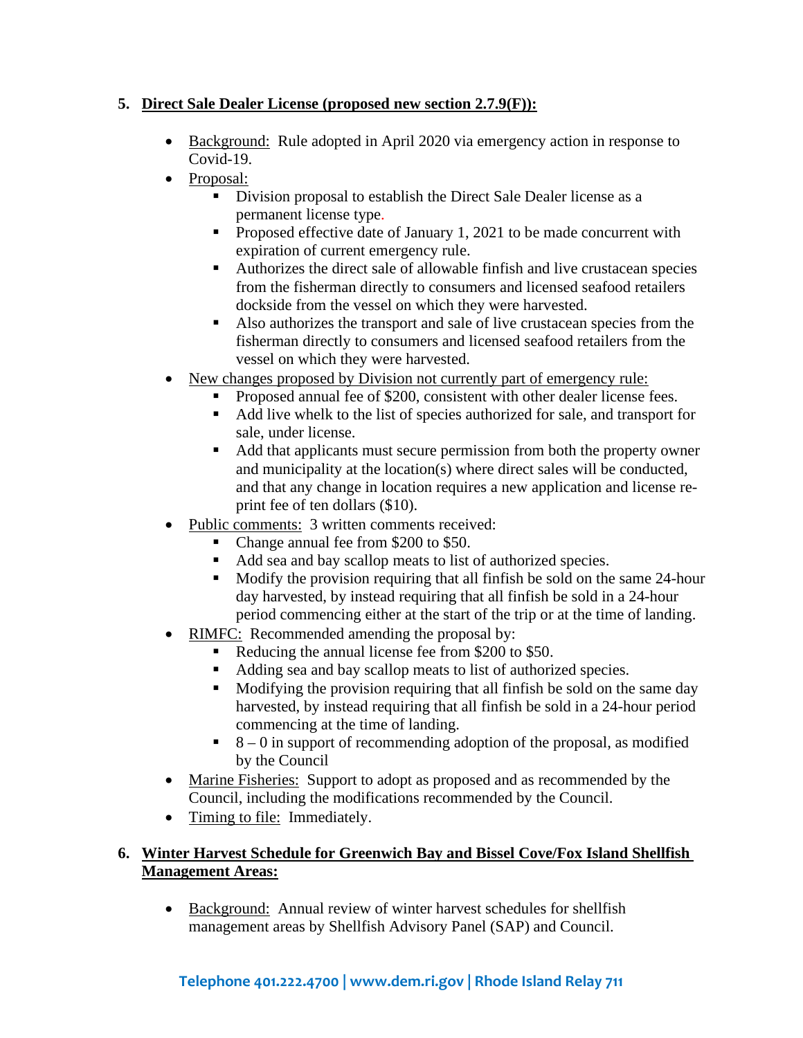5. **<u>Direct Sale Dealer License (proposed new section 2.7.9(F)):</u>**

- <u>Background:</u> Rule adopted in April 2020 via emergency action in response to Covid-19.
- <u>Proposal:</u>
    - Division proposal to establish the Direct Sale Dealer license as a permanent license type.
    - Proposed effective date of January 1, 2021 to be made concurrent with expiration of current emergency rule.
    - Authorizes the direct sale of allowable finfish and live crustacean species from the fisherman directly to consumers and licensed seafood retailers dockside from the vessel on which they were harvested.
    - Also authorizes the transport and sale of live crustacean species from the fisherman directly to consumers and licensed seafood retailers from the vessel on which they were harvested.
- <u>New changes proposed by Division not currently part of emergency rule:</u>
    - Proposed annual fee of $200, consistent with other dealer license fees.
    - Add live whelk to the list of species authorized for sale, and transport for sale, under license.
    - Add that applicants must secure permission from both the property owner and municipality at the location(s) where direct sales will be conducted, and that any change in location requires a new application and license re-print fee of ten dollars ($10).
- <u>Public comments:</u> 3 written comments received:
    - Change annual fee from $200 to $50.
    - Add sea and bay scallop meats to list of authorized species.
    - Modify the provision requiring that all finfish be sold on the same 24-hour day harvested, by instead requiring that all finfish be sold in a 24-hour period commencing either at the start of the trip or at the time of landing.
- <u>RIMFC:</u> Recommended amending the proposal by:
    - Reducing the annual license fee from $200 to $50.
    - Adding sea and bay scallop meats to list of authorized species.
    - Modifying the provision requiring that all finfish be sold on the same day harvested, by instead requiring that all finfish be sold in a 24-hour period commencing at the time of landing.
    - 8 – 0 in support of recommending adoption of the proposal, as modified by the Council
- <u>Marine Fisheries:</u> Support to adopt as proposed and as recommended by the Council, including the modifications recommended by the Council.
- <u>Timing to file:</u> Immediately.

6. **<u>Winter Harvest Schedule for Greenwich Bay and Bissel Cove/Fox Island Shellfish Management Areas:</u>**

- <u>Background:</u> Annual review of winter harvest schedules for shellfish management areas by Shellfish Advisory Panel (SAP) and Council.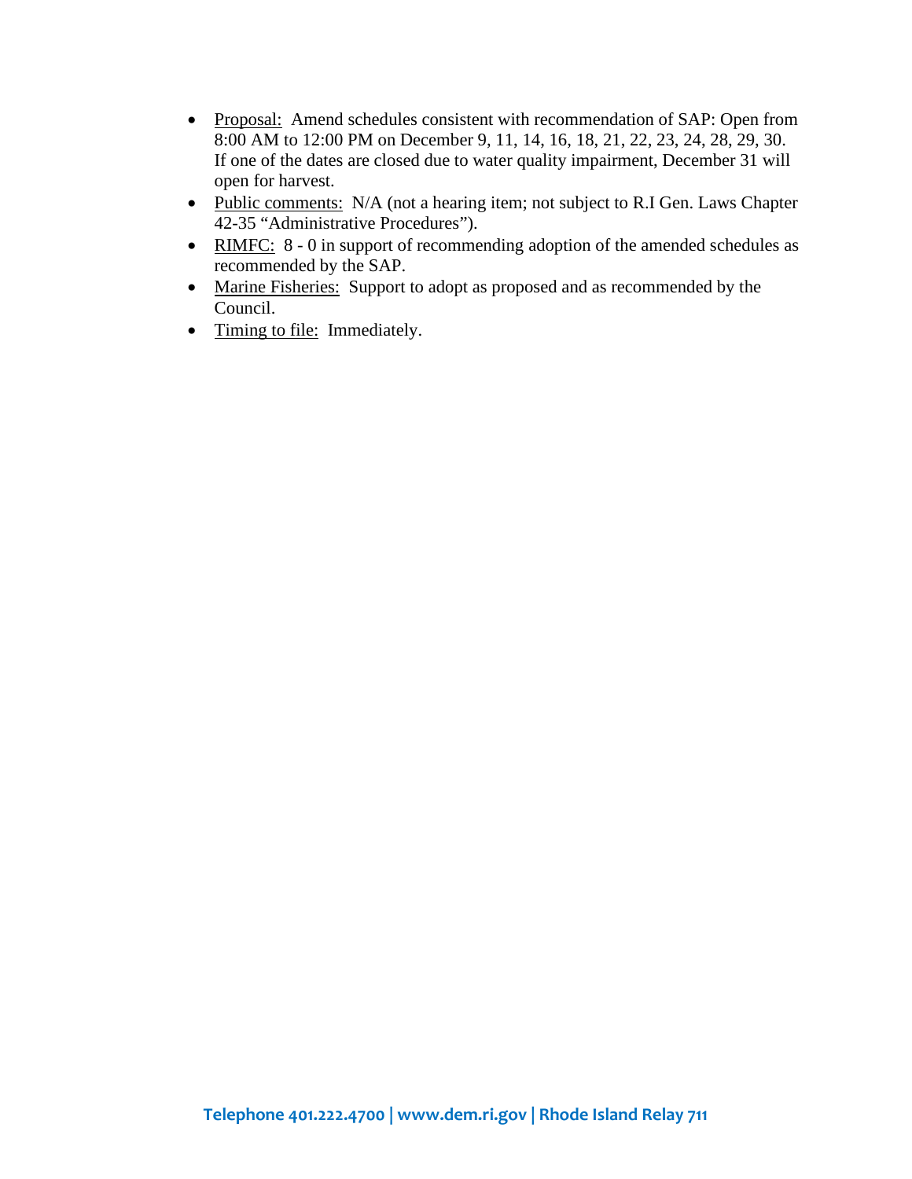- Proposal: Amend schedules consistent with recommendation of SAP: Open from 8:00 AM to 12:00 PM on December 9, 11, 14, 16, 18, 21, 22, 23, 24, 28, 29, 30. If one of the dates are closed due to water quality impairment, December 31 will open for harvest.
- Public comments: N/A (not a hearing item; not subject to R.I Gen. Laws Chapter 42-35 "Administrative Procedures").
- RIMFC: 8 - 0 in support of recommending adoption of the amended schedules as recommended by the SAP.
- Marine Fisheries: Support to adopt as proposed and as recommended by the Council.
- Timing to file: Immediately.